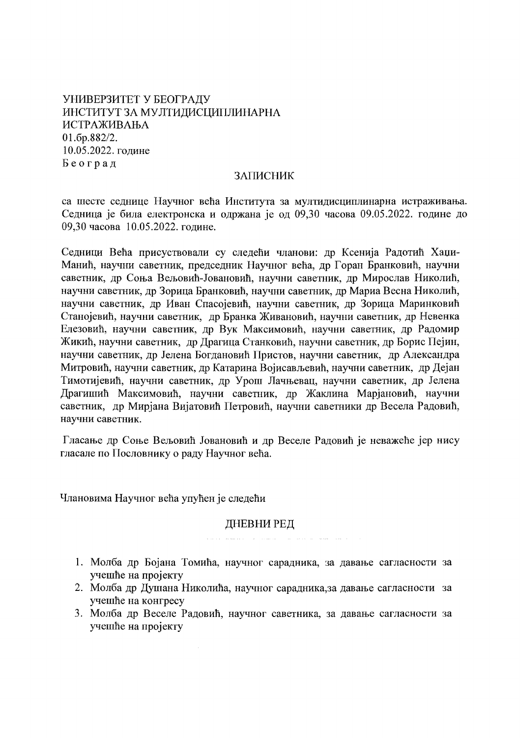УНИВЕРЗИТЕТ У БЕОГРАДУ
ИНСТИТУТ ЗА МУЛТИДИСЦИПЛИНАРНА ИСТРАЖИВАЊА
01.бр.882/2.
10.05.2022. године
Б е о г р а д

ЗАПИСНИК

са шесте седнице Научног већа Института за мултидисциплинарна истраживања. Седница је била електронска и одржана је од 09,30 часова 09.05.2022. године до 09,30 часова 10.05.2022. године.

Седници Већа присуствовали су следећи чланови: др Ксенија Радотић Хаџи-Манић, научни саветник, председник Научног већа, др Горан Бранковић, научни саветник, др Соња Вељовић-Јовановић, научни саветник, др Мирослав Николић, научни саветник, др Зорица Бранковић, научни саветник, др Мариа Весна Николић, научни саветник, др Иван Спасојевић, научни саветник, др Зорица Маринковић Станојевић, научни саветник, др Бранка Живановић, научни саветник, др Невенка Елезовић, научни саветник, др Вук Максимовић, научни саветник, др Радомир Жикић, научни саветник, др Драгица Станковић, научни саветник, др Борис Пејин, научни саветник, др Јелена Богдановић Пристов, научни саветник, др Александра Митровић, научни саветник, др Катарина Војисављевић, научни саветник, др Дејан Тимотијевић, научни саветник, др Урош Лачњевац, научни саветник, др Јелена Драгишић Максимовић, научни саветник, др Жаклина Марјановић, научни саветник, др Мирјана Вијатовић Петровић, научни саветники др Весела Радовић, научни саветник.

Гласање др Соње Вељовић Јовановић и др Веселе Радовић је неважеће јер нису гласале по Пословнику о раду Научног већа.

Члановима Научног већа упућен је следећи

ДНЕВНИ РЕД

1. Молба др Бојана Томића, научног сарадника, за давање сагласности за учешће на пројекту
2. Молба др Душана Николића, научног сарадника,за давање сагласности за учешће на конгресу
3. Молба др Веселе Радовић, научног саветника, за давање сагласности за учешће на пројекту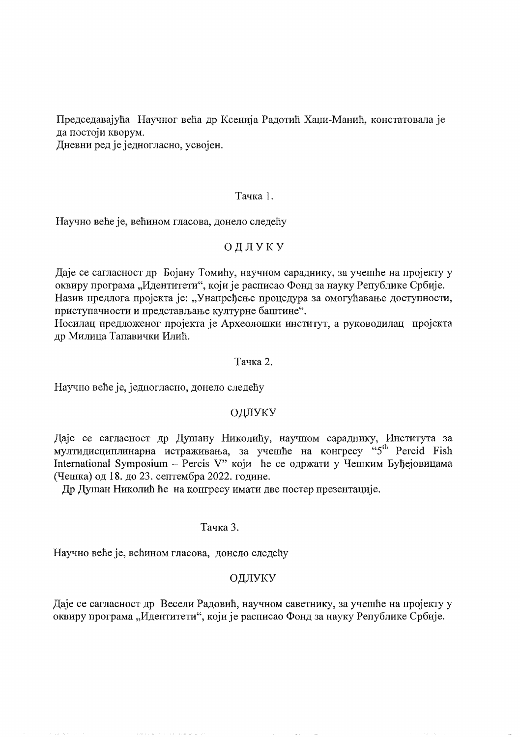Председавајућа Научног већа др Ксенија Радотић Хаџи-Манић, констатовала је да постоји кворум.
Дневни ред је једногласно, усвојен.

Тачка 1.

Научно веће је, већином гласова, донело следећу

ОДЛУКУ

Даје се сагласност др Бојану Томићу, научном сараднику, за учешће на пројекту у оквиру програма „Идентитети", који је расписао Фонд за науку Републике Србије.
Назив предлога пројекта је: „Унапређење процедура за омогућавање доступности, приступачности и представљање културне баштине".
Носилац предложеног пројекта је Археолошки институт, а руководилац пројекта др Милица Тапавички Илић.

Тачка 2.

Научно веће је, једногласно, донело следећу

ОДЛУКУ

Даје се сагласност др Душану Николићу, научном сараднику, Института за мултидисциплинарна истраживања, за учешће на конгресу "5th Percid Fish International Symposium – Percis V" који ће се одржати у Чешким Буђејовицама (Чешка) од 18. до 23. септембра 2022. године.
Др Душан Николић ће на конгресу имати две постер презентације.

Тачка 3.

Научно веће је, већином гласова, донело следећу

ОДЛУКУ

Даје се сагласност др Весели Радовић, научном саветнику, за учешће на пројекту у оквиру програма „Идентитети", који је расписао Фонд за науку Републике Србије.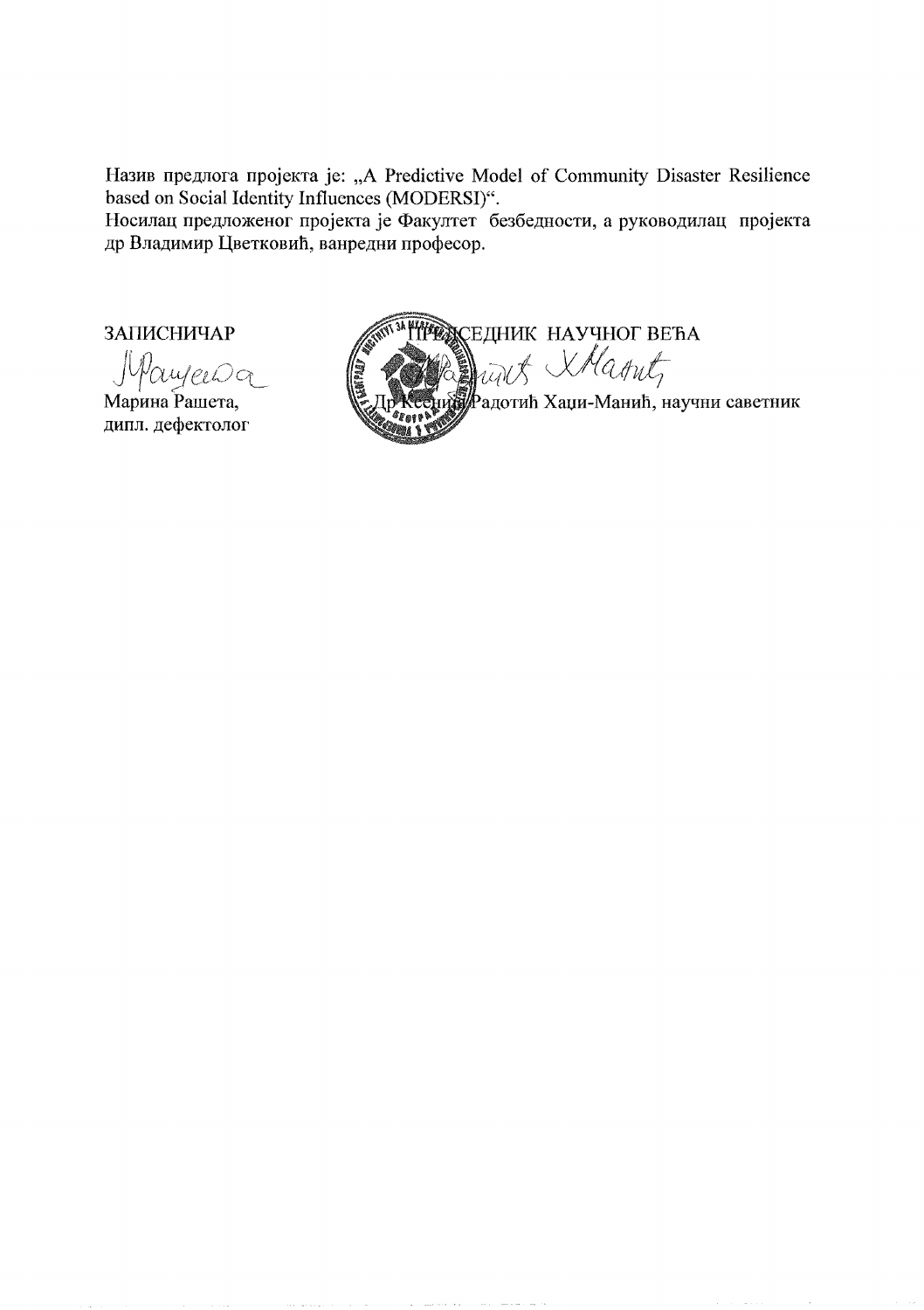Назив предлога пројекта је: „A Predictive Model of Community Disaster Resilience based on Social Identity Influences (MODERSI)".

Носилац предложеног пројекта је Факултет безбедности, а руководилац пројекта др Владимир Цветковић, ванредни професор.

ЗАПИСНИЧАР

Марина Рашета,
дипл. дефектолог

ПРЕДСЕДНИК НАУЧНОГ ВЕЋА

Др Ксенија Радотић Хаџи-Манић, научни саветник